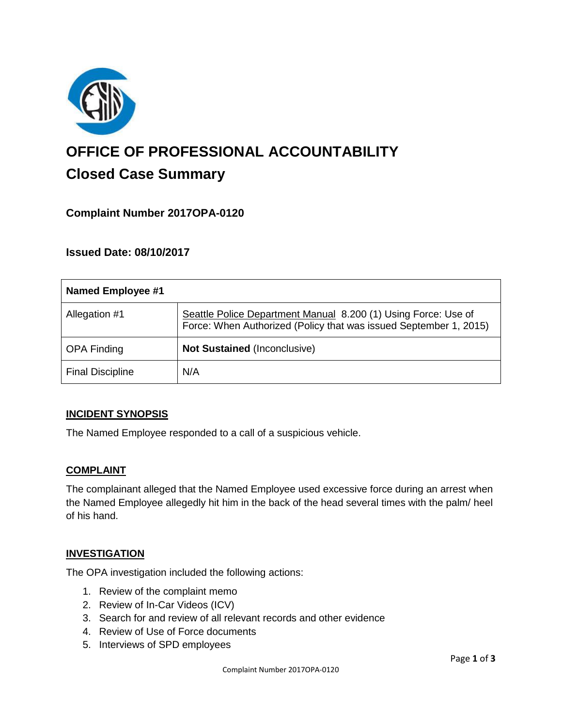# OFFICE OF PROFESSIONAL ACCOUNTABILITY

## Closed Case Summary

### Complaint Number 2017OPA-0120

### Issued Date: 08/10/2017

| Named Employee #1 | |
|---|---|
| Allegation #1 | Seattle Police Department Manual 8.200 (1) Using Force: Use of Force: When Authorized (Policy that was issued September 1, 2015) |
| OPA Finding | **Not Sustained** (Inconclusive) |
| Final Discipline | N/A |

### INCIDENT SYNOPSIS

The Named Employee responded to a call of a suspicious vehicle.

### COMPLAINT

The complainant alleged that the Named Employee used excessive force during an arrest when the Named Employee allegedly hit him in the back of the head several times with the palm/ heel of his hand.

### INVESTIGATION

The OPA investigation included the following actions:

1. Review of the complaint memo
2. Review of In-Car Videos (ICV)
3. Search for and review of all relevant records and other evidence
4. Review of Use of Force documents
5. Interviews of SPD employees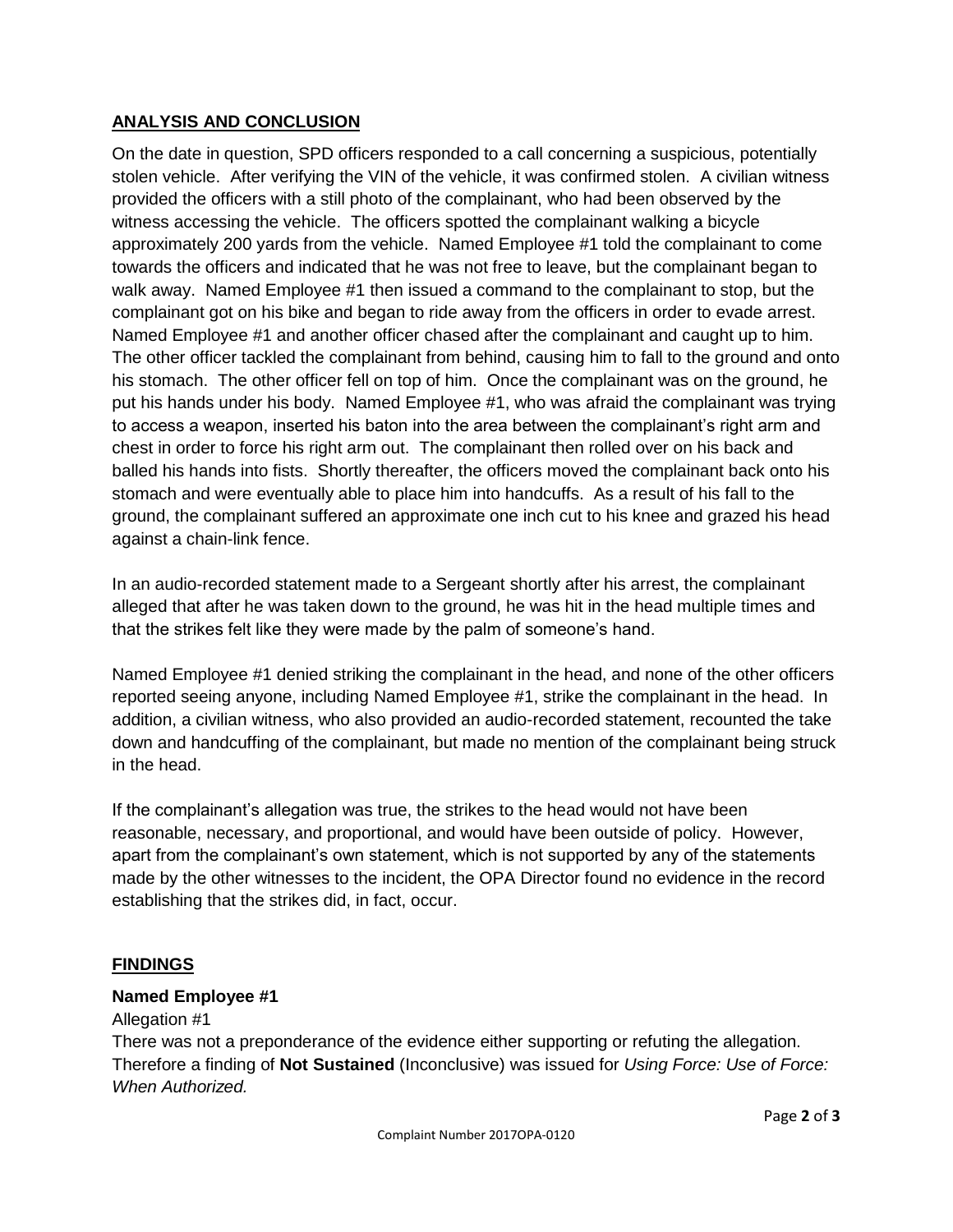## ANALYSIS AND CONCLUSION

On the date in question, SPD officers responded to a call concerning a suspicious, potentially stolen vehicle. After verifying the VIN of the vehicle, it was confirmed stolen. A civilian witness provided the officers with a still photo of the complainant, who had been observed by the witness accessing the vehicle. The officers spotted the complainant walking a bicycle approximately 200 yards from the vehicle. Named Employee #1 told the complainant to come towards the officers and indicated that he was not free to leave, but the complainant began to walk away. Named Employee #1 then issued a command to the complainant to stop, but the complainant got on his bike and began to ride away from the officers in order to evade arrest. Named Employee #1 and another officer chased after the complainant and caught up to him. The other officer tackled the complainant from behind, causing him to fall to the ground and onto his stomach. The other officer fell on top of him. Once the complainant was on the ground, he put his hands under his body. Named Employee #1, who was afraid the complainant was trying to access a weapon, inserted his baton into the area between the complainant's right arm and chest in order to force his right arm out. The complainant then rolled over on his back and balled his hands into fists. Shortly thereafter, the officers moved the complainant back onto his stomach and were eventually able to place him into handcuffs. As a result of his fall to the ground, the complainant suffered an approximate one inch cut to his knee and grazed his head against a chain-link fence.

In an audio-recorded statement made to a Sergeant shortly after his arrest, the complainant alleged that after he was taken down to the ground, he was hit in the head multiple times and that the strikes felt like they were made by the palm of someone's hand.

Named Employee #1 denied striking the complainant in the head, and none of the other officers reported seeing anyone, including Named Employee #1, strike the complainant in the head. In addition, a civilian witness, who also provided an audio-recorded statement, recounted the take down and handcuffing of the complainant, but made no mention of the complainant being struck in the head.

If the complainant's allegation was true, the strikes to the head would not have been reasonable, necessary, and proportional, and would have been outside of policy. However, apart from the complainant's own statement, which is not supported by any of the statements made by the other witnesses to the incident, the OPA Director found no evidence in the record establishing that the strikes did, in fact, occur.

## FINDINGS

**Named Employee #1**

Allegation #1

There was not a preponderance of the evidence either supporting or refuting the allegation. Therefore a finding of **Not Sustained** (Inconclusive) was issued for *Using Force: Use of Force: When Authorized.*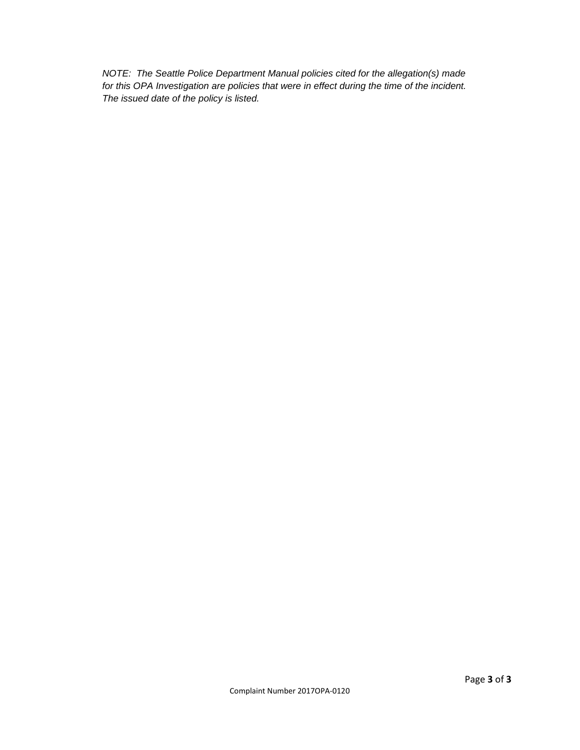*NOTE: The Seattle Police Department Manual policies cited for the allegation(s) made for this OPA Investigation are policies that were in effect during the time of the incident. The issued date of the policy is listed.*